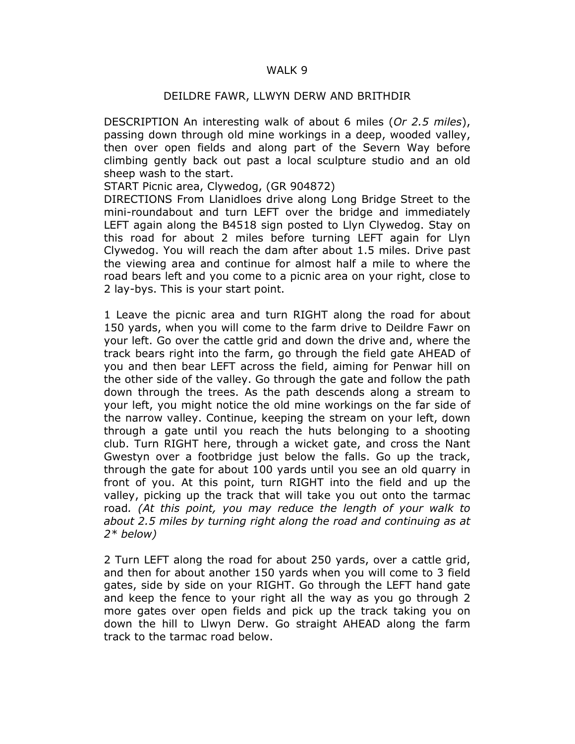# WALK 9

## DEILDRE FAWR, LLWYN DERW AND BRITHDIR

DESCRIPTION An interesting walk of about 6 miles (*Or 2.5 miles*), passing down through old mine workings in a deep, wooded valley, then over open fields and along part of the Severn Way before climbing gently back out past a local sculpture studio and an old sheep wash to the start.

START Picnic area, Clywedog, (GR 904872)

DIRECTIONS From Llanidloes drive along Long Bridge Street to the mini-roundabout and turn LEFT over the bridge and immediately LEFT again along the B4518 sign posted to Llyn Clywedog. Stay on this road for about 2 miles before turning LEFT again for Llyn Clywedog. You will reach the dam after about 1.5 miles. Drive past the viewing area and continue for almost half a mile to where the road bears left and you come to a picnic area on your right, close to 2 lay-bys. This is your start point.

1 Leave the picnic area and turn RIGHT along the road for about 150 yards, when you will come to the farm drive to Deildre Fawr on your left. Go over the cattle grid and down the drive and, where the track bears right into the farm, go through the field gate AHEAD of you and then bear LEFT across the field, aiming for Penwar hill on the other side of the valley. Go through the gate and follow the path down through the trees. As the path descends along a stream to your left, you might notice the old mine workings on the far side of the narrow valley. Continue, keeping the stream on your left, down through a gate until you reach the huts belonging to a shooting club. Turn RIGHT here, through a wicket gate, and cross the Nant Gwestyn over a footbridge just below the falls. Go up the track, through the gate for about 100 yards until you see an old quarry in front of you. At this point, turn RIGHT into the field and up the valley, picking up the track that will take you out onto the tarmac road*. (At this point, you may reduce the length of your walk to about 2.5 miles by turning right along the road and continuing as at 2* below)*

2 Turn LEFT along the road for about 250 yards, over a cattle grid, and then for about another 150 yards when you will come to 3 field gates, side by side on your RIGHT. Go through the LEFT hand gate and keep the fence to your right all the way as you go through 2 more gates over open fields and pick up the track taking you on down the hill to Llwyn Derw. Go straight AHEAD along the farm track to the tarmac road below.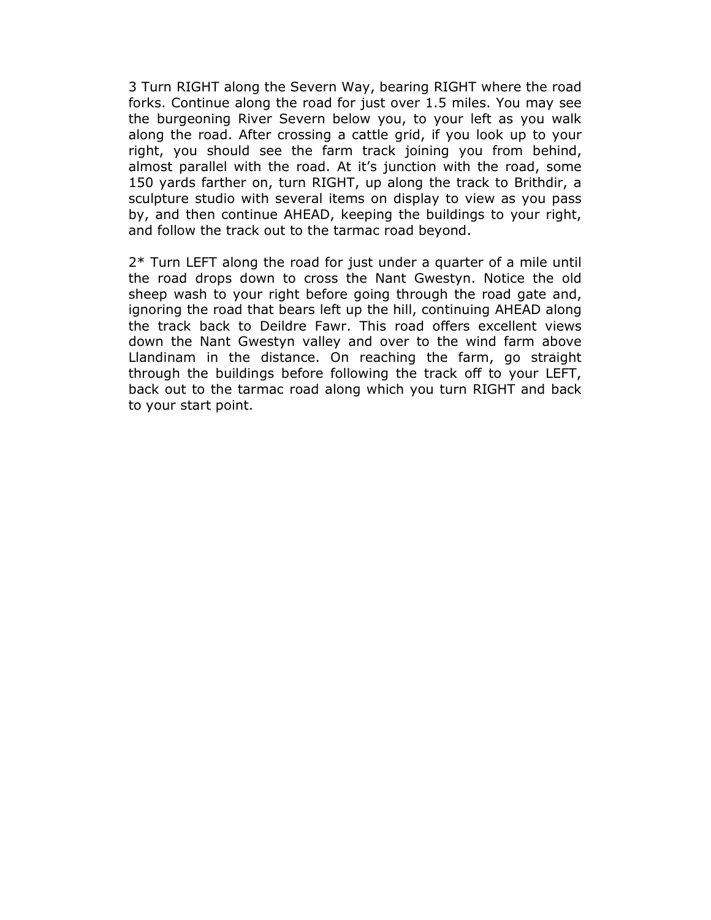3 Turn RIGHT along the Severn Way, bearing RIGHT where the road forks. Continue along the road for just over 1.5 miles. You may see the burgeoning River Severn below you, to your left as you walk along the road. After crossing a cattle grid, if you look up to your right, you should see the farm track joining you from behind, almost parallel with the road. At it's junction with the road, some 150 yards farther on, turn RIGHT, up along the track to Brithdir, a sculpture studio with several items on display to view as you pass by, and then continue AHEAD, keeping the buildings to your right, and follow the track out to the tarmac road beyond.

2* Turn LEFT along the road for just under a quarter of a mile until the road drops down to cross the Nant Gwestyn. Notice the old sheep wash to your right before going through the road gate and, ignoring the road that bears left up the hill, continuing AHEAD along the track back to Deildre Fawr. This road offers excellent views down the Nant Gwestyn valley and over to the wind farm above Llandinam in the distance. On reaching the farm, go straight through the buildings before following the track off to your LEFT, back out to the tarmac road along which you turn RIGHT and back to your start point.